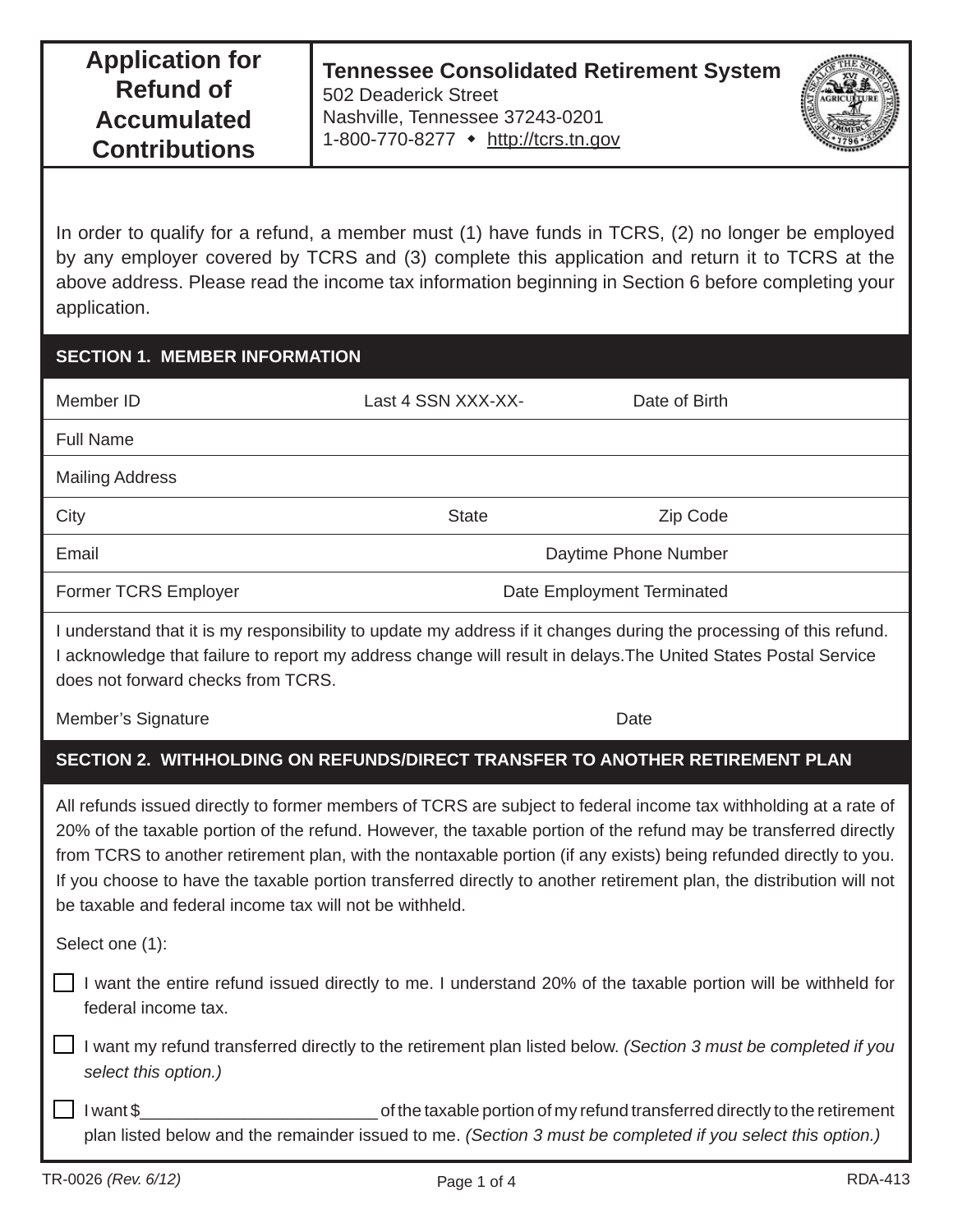# Application for Refund of Accumulated Contributions

**Tennessee Consolidated Retirement System**
502 Deaderick Street
Nashville, Tennessee 37243-0201
1-800-770-8277 ◆ http://tcrs.tn.gov

In order to qualify for a refund, a member must (1) have funds in TCRS, (2) no longer be employed by any employer covered by TCRS and (3) complete this application and return it to TCRS at the above address. Please read the income tax information beginning in Section 6 before completing your application.

## SECTION 1. MEMBER INFORMATION

| Member ID | Last 4 SSN XXX-XX- | Date of Birth |
|---|---|---|
| Full Name | | |
| Mailing Address | | |
| City | State | Zip Code |
| Email | | Daytime Phone Number |
| Former TCRS Employer | | Date Employment Terminated |

I understand that it is my responsibility to update my address if it changes during the processing of this refund. I acknowledge that failure to report my address change will result in delays.The United States Postal Service does not forward checks from TCRS.

Member's Signature Date

## SECTION 2. WITHHOLDING ON REFUNDS/DIRECT TRANSFER TO ANOTHER RETIREMENT PLAN

All refunds issued directly to former members of TCRS are subject to federal income tax withholding at a rate of 20% of the taxable portion of the refund. However, the taxable portion of the refund may be transferred directly from TCRS to another retirement plan, with the nontaxable portion (if any exists) being refunded directly to you. If you choose to have the taxable portion transferred directly to another retirement plan, the distribution will not be taxable and federal income tax will not be withheld.

Select one (1):

☐ I want the entire refund issued directly to me. I understand 20% of the taxable portion will be withheld for federal income tax.

☐ I want my refund transferred directly to the retirement plan listed below. *(Section 3 must be completed if you select this option.)*

☐ I want $_________________________ of the taxable portion of my refund transferred directly to the retirement plan listed below and the remainder issued to me. *(Section 3 must be completed if you select this option.)*

TR-0026 *(Rev. 6/12)* RDA-413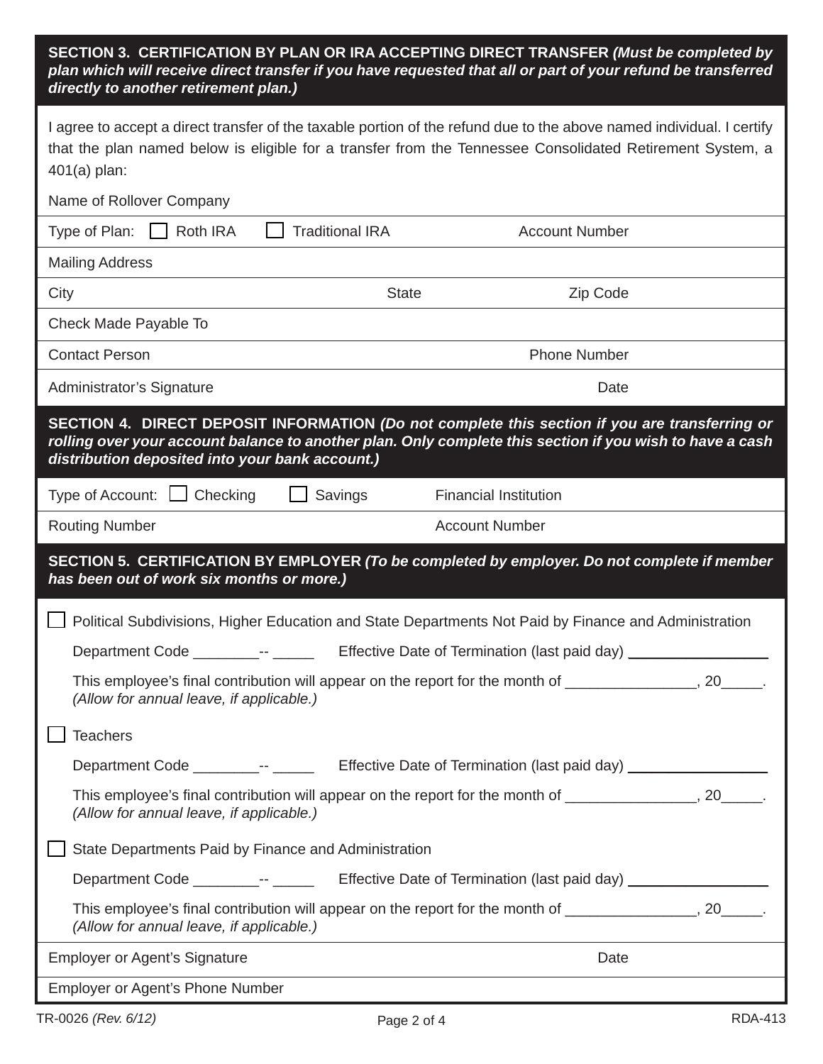## SECTION 3. CERTIFICATION BY PLAN OR IRA ACCEPTING DIRECT TRANSFER *(Must be completed by plan which will receive direct transfer if you have requested that all or part of your refund be transferred directly to another retirement plan.)*

I agree to accept a direct transfer of the taxable portion of the refund due to the above named individual. I certify that the plan named below is eligible for a transfer from the Tennessee Consolidated Retirement System, a 401(a) plan:

Name of Rollover Company

Type of Plan: ☐ Roth IRA ☐ Traditional IRA Account Number

Mailing Address

City State Zip Code

Check Made Payable To

Contact Person Phone Number

Administrator's Signature Date

## SECTION 4. DIRECT DEPOSIT INFORMATION *(Do not complete this section if you are transferring or rolling over your account balance to another plan. Only complete this section if you wish to have a cash distribution deposited into your bank account.)*

Type of Account: ☐ Checking ☐ Savings Financial Institution

Routing Number Account Number

## SECTION 5. CERTIFICATION BY EMPLOYER *(To be completed by employer. Do not complete if member has been out of work six months or more.)*

☐ Political Subdivisions, Higher Education and State Departments Not Paid by Finance and Administration

Department Code ________-- _____ Effective Date of Termination (last paid day) _________________

This employee's final contribution will appear on the report for the month of _______________, 20_____. *(Allow for annual leave, if applicable.)*

☐ Teachers

Department Code ________-- _____ Effective Date of Termination (last paid day) _________________

This employee's final contribution will appear on the report for the month of _______________, 20_____. *(Allow for annual leave, if applicable.)*

☐ State Departments Paid by Finance and Administration

Department Code ________-- _____ Effective Date of Termination (last paid day) _________________

This employee's final contribution will appear on the report for the month of _______________, 20_____. *(Allow for annual leave, if applicable.)*

Employer or Agent's Signature Date

Employer or Agent's Phone Number

TR-0026 *(Rev. 6/12)* RDA-413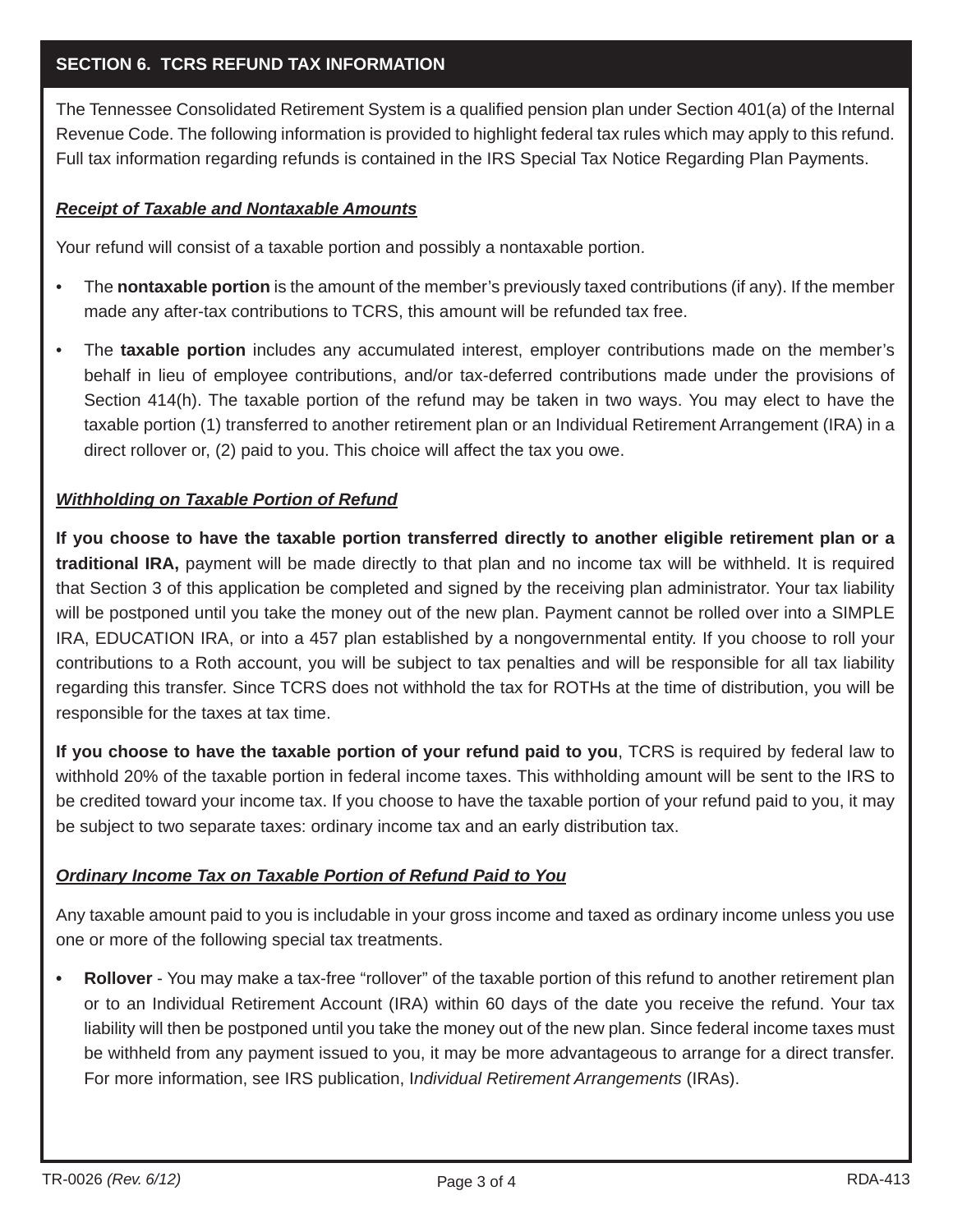## SECTION 6. TCRS REFUND TAX INFORMATION

The Tennessee Consolidated Retirement System is a qualified pension plan under Section 401(a) of the Internal Revenue Code. The following information is provided to highlight federal tax rules which may apply to this refund. Full tax information regarding refunds is contained in the IRS Special Tax Notice Regarding Plan Payments.

***Receipt of Taxable and Nontaxable Amounts***

Your refund will consist of a taxable portion and possibly a nontaxable portion.

- The **nontaxable portion** is the amount of the member's previously taxed contributions (if any). If the member made any after-tax contributions to TCRS, this amount will be refunded tax free.
- The **taxable portion** includes any accumulated interest, employer contributions made on the member's behalf in lieu of employee contributions, and/or tax-deferred contributions made under the provisions of Section 414(h). The taxable portion of the refund may be taken in two ways. You may elect to have the taxable portion (1) transferred to another retirement plan or an Individual Retirement Arrangement (IRA) in a direct rollover or, (2) paid to you. This choice will affect the tax you owe.

***Withholding on Taxable Portion of Refund***

**If you choose to have the taxable portion transferred directly to another eligible retirement plan or a traditional IRA,** payment will be made directly to that plan and no income tax will be withheld. It is required that Section 3 of this application be completed and signed by the receiving plan administrator. Your tax liability will be postponed until you take the money out of the new plan. Payment cannot be rolled over into a SIMPLE IRA, EDUCATION IRA, or into a 457 plan established by a nongovernmental entity. If you choose to roll your contributions to a Roth account, you will be subject to tax penalties and will be responsible for all tax liability regarding this transfer. Since TCRS does not withhold the tax for ROTHs at the time of distribution, you will be responsible for the taxes at tax time.

**If you choose to have the taxable portion of your refund paid to you**, TCRS is required by federal law to withhold 20% of the taxable portion in federal income taxes. This withholding amount will be sent to the IRS to be credited toward your income tax. If you choose to have the taxable portion of your refund paid to you, it may be subject to two separate taxes: ordinary income tax and an early distribution tax.

***Ordinary Income Tax on Taxable Portion of Refund Paid to You***

Any taxable amount paid to you is includable in your gross income and taxed as ordinary income unless you use one or more of the following special tax treatments.

- **Rollover** - You may make a tax-free "rollover" of the taxable portion of this refund to another retirement plan or to an Individual Retirement Account (IRA) within 60 days of the date you receive the refund. Your tax liability will then be postponed until you take the money out of the new plan. Since federal income taxes must be withheld from any payment issued to you, it may be more advantageous to arrange for a direct transfer. For more information, see IRS publication, I*ndividual Retirement Arrangements* (IRAs).

TR-0026 *(Rev. 6/12)* RDA-413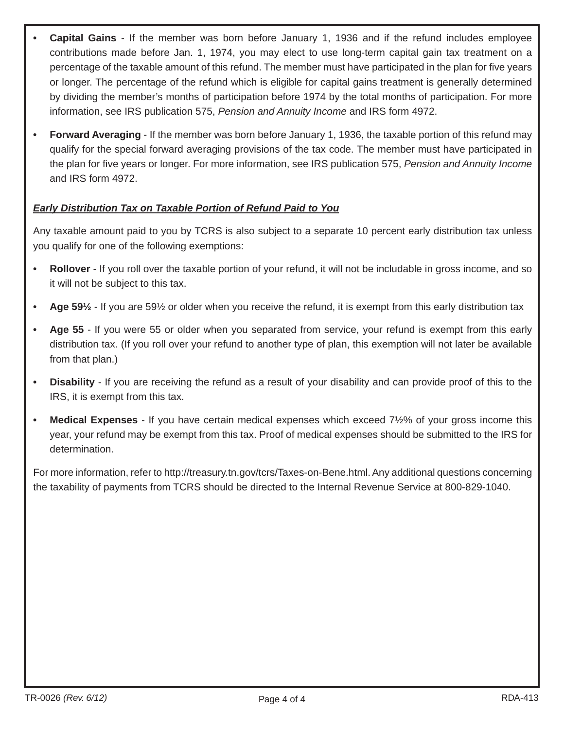- **Capital Gains** - If the member was born before January 1, 1936 and if the refund includes employee contributions made before Jan. 1, 1974, you may elect to use long-term capital gain tax treatment on a percentage of the taxable amount of this refund. The member must have participated in the plan for five years or longer. The percentage of the refund which is eligible for capital gains treatment is generally determined by dividing the member's months of participation before 1974 by the total months of participation. For more information, see IRS publication 575, *Pension and Annuity Income* and IRS form 4972.
- **Forward Averaging** - If the member was born before January 1, 1936, the taxable portion of this refund may qualify for the special forward averaging provisions of the tax code. The member must have participated in the plan for five years or longer. For more information, see IRS publication 575, *Pension and Annuity Income* and IRS form 4972.

***Early Distribution Tax on Taxable Portion of Refund Paid to You***

Any taxable amount paid to you by TCRS is also subject to a separate 10 percent early distribution tax unless you qualify for one of the following exemptions:

- **Rollover** - If you roll over the taxable portion of your refund, it will not be includable in gross income, and so it will not be subject to this tax.
- **Age 59½** - If you are 59½ or older when you receive the refund, it is exempt from this early distribution tax
- **Age 55** - If you were 55 or older when you separated from service, your refund is exempt from this early distribution tax. (If you roll over your refund to another type of plan, this exemption will not later be available from that plan.)
- **Disability** - If you are receiving the refund as a result of your disability and can provide proof of this to the IRS, it is exempt from this tax.
- **Medical Expenses** - If you have certain medical expenses which exceed 7½% of your gross income this year, your refund may be exempt from this tax. Proof of medical expenses should be submitted to the IRS for determination.

For more information, refer to http://treasury.tn.gov/tcrs/Taxes-on-Bene.html. Any additional questions concerning the taxability of payments from TCRS should be directed to the Internal Revenue Service at 800-829-1040.

TR-0026 *(Rev. 6/12)* RDA-413